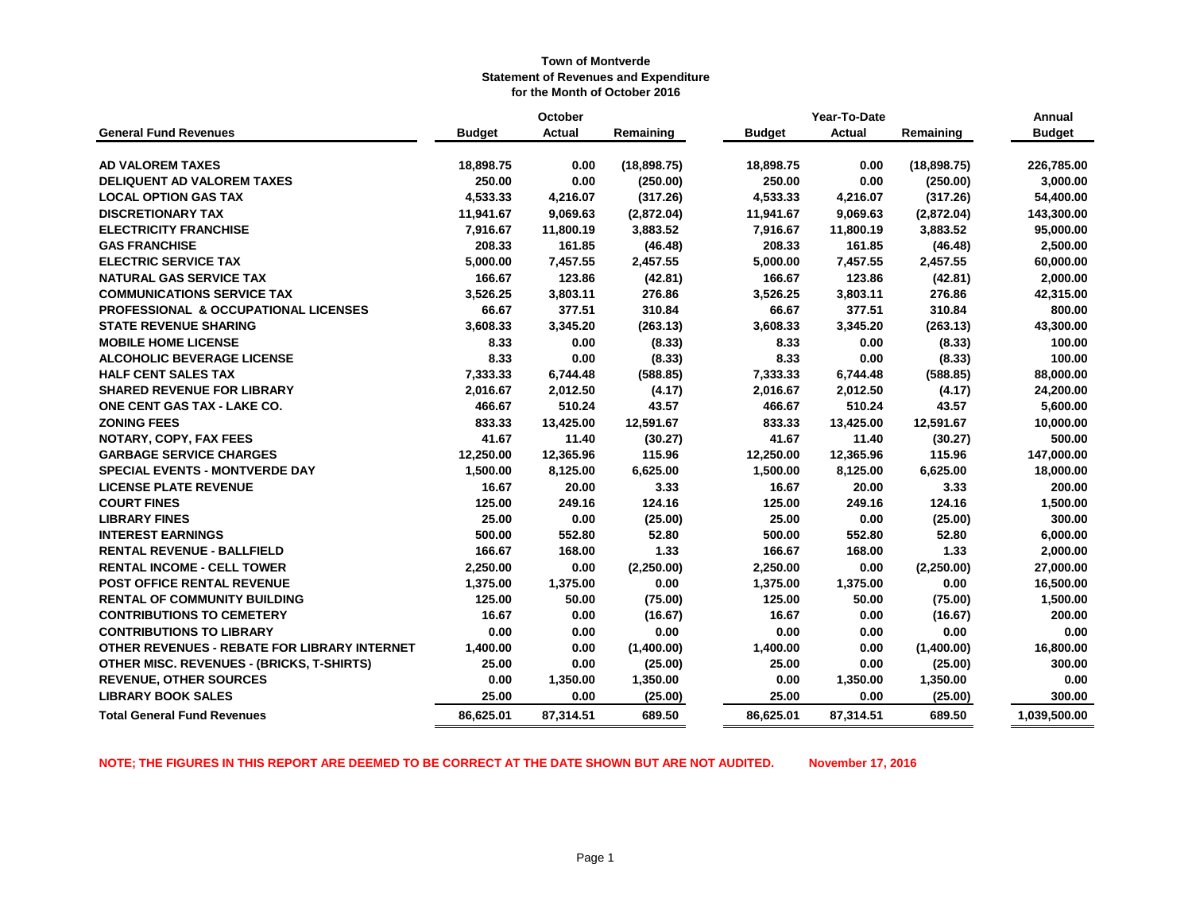**Town of Montverde**
**Statement of Revenues and Expenditure**
**for the Month of October 2016**

| General Fund Revenues | October | | | Year-To-Date | | | Annual |
|---|---|---|---|---|---|---|---|
| | Budget | Actual | Remaining | Budget | Actual | Remaining | Budget |
| AD VALOREM TAXES | 18,898.75 | 0.00 | (18,898.75) | 18,898.75 | 0.00 | (18,898.75) | 226,785.00 |
| DELIQUENT AD VALOREM TAXES | 250.00 | 0.00 | (250.00) | 250.00 | 0.00 | (250.00) | 3,000.00 |
| LOCAL OPTION GAS TAX | 4,533.33 | 4,216.07 | (317.26) | 4,533.33 | 4,216.07 | (317.26) | 54,400.00 |
| DISCRETIONARY TAX | 11,941.67 | 9,069.63 | (2,872.04) | 11,941.67 | 9,069.63 | (2,872.04) | 143,300.00 |
| ELECTRICITY FRANCHISE | 7,916.67 | 11,800.19 | 3,883.52 | 7,916.67 | 11,800.19 | 3,883.52 | 95,000.00 |
| GAS FRANCHISE | 208.33 | 161.85 | (46.48) | 208.33 | 161.85 | (46.48) | 2,500.00 |
| ELECTRIC SERVICE TAX | 5,000.00 | 7,457.55 | 2,457.55 | 5,000.00 | 7,457.55 | 2,457.55 | 60,000.00 |
| NATURAL GAS SERVICE TAX | 166.67 | 123.86 | (42.81) | 166.67 | 123.86 | (42.81) | 2,000.00 |
| COMMUNICATIONS SERVICE TAX | 3,526.25 | 3,803.11 | 276.86 | 3,526.25 | 3,803.11 | 276.86 | 42,315.00 |
| PROFESSIONAL & OCCUPATIONAL LICENSES | 66.67 | 377.51 | 310.84 | 66.67 | 377.51 | 310.84 | 800.00 |
| STATE REVENUE SHARING | 3,608.33 | 3,345.20 | (263.13) | 3,608.33 | 3,345.20 | (263.13) | 43,300.00 |
| MOBILE HOME LICENSE | 8.33 | 0.00 | (8.33) | 8.33 | 0.00 | (8.33) | 100.00 |
| ALCOHOLIC BEVERAGE LICENSE | 8.33 | 0.00 | (8.33) | 8.33 | 0.00 | (8.33) | 100.00 |
| HALF CENT SALES TAX | 7,333.33 | 6,744.48 | (588.85) | 7,333.33 | 6,744.48 | (588.85) | 88,000.00 |
| SHARED REVENUE FOR LIBRARY | 2,016.67 | 2,012.50 | (4.17) | 2,016.67 | 2,012.50 | (4.17) | 24,200.00 |
| ONE CENT GAS TAX - LAKE CO. | 466.67 | 510.24 | 43.57 | 466.67 | 510.24 | 43.57 | 5,600.00 |
| ZONING FEES | 833.33 | 13,425.00 | 12,591.67 | 833.33 | 13,425.00 | 12,591.67 | 10,000.00 |
| NOTARY, COPY, FAX FEES | 41.67 | 11.40 | (30.27) | 41.67 | 11.40 | (30.27) | 500.00 |
| GARBAGE SERVICE CHARGES | 12,250.00 | 12,365.96 | 115.96 | 12,250.00 | 12,365.96 | 115.96 | 147,000.00 |
| SPECIAL EVENTS - MONTVERDE DAY | 1,500.00 | 8,125.00 | 6,625.00 | 1,500.00 | 8,125.00 | 6,625.00 | 18,000.00 |
| LICENSE PLATE REVENUE | 16.67 | 20.00 | 3.33 | 16.67 | 20.00 | 3.33 | 200.00 |
| COURT FINES | 125.00 | 249.16 | 124.16 | 125.00 | 249.16 | 124.16 | 1,500.00 |
| LIBRARY FINES | 25.00 | 0.00 | (25.00) | 25.00 | 0.00 | (25.00) | 300.00 |
| INTEREST EARNINGS | 500.00 | 552.80 | 52.80 | 500.00 | 552.80 | 52.80 | 6,000.00 |
| RENTAL REVENUE - BALLFIELD | 166.67 | 168.00 | 1.33 | 166.67 | 168.00 | 1.33 | 2,000.00 |
| RENTAL INCOME - CELL TOWER | 2,250.00 | 0.00 | (2,250.00) | 2,250.00 | 0.00 | (2,250.00) | 27,000.00 |
| POST OFFICE RENTAL REVENUE | 1,375.00 | 1,375.00 | 0.00 | 1,375.00 | 1,375.00 | 0.00 | 16,500.00 |
| RENTAL OF COMMUNITY BUILDING | 125.00 | 50.00 | (75.00) | 125.00 | 50.00 | (75.00) | 1,500.00 |
| CONTRIBUTIONS TO CEMETERY | 16.67 | 0.00 | (16.67) | 16.67 | 0.00 | (16.67) | 200.00 |
| CONTRIBUTIONS TO LIBRARY | 0.00 | 0.00 | 0.00 | 0.00 | 0.00 | 0.00 | 0.00 |
| OTHER REVENUES - REBATE FOR LIBRARY INTERNET | 1,400.00 | 0.00 | (1,400.00) | 1,400.00 | 0.00 | (1,400.00) | 16,800.00 |
| OTHER MISC. REVENUES - (BRICKS, T-SHIRTS) | 25.00 | 0.00 | (25.00) | 25.00 | 0.00 | (25.00) | 300.00 |
| REVENUE, OTHER SOURCES | 0.00 | 1,350.00 | 1,350.00 | 0.00 | 1,350.00 | 1,350.00 | 0.00 |
| LIBRARY BOOK SALES | 25.00 | 0.00 | (25.00) | 25.00 | 0.00 | (25.00) | 300.00 |
| **Total General Fund Revenues** | **86,625.01** | **87,314.51** | **689.50** | **86,625.01** | **87,314.51** | **689.50** | **1,039,500.00** |

**NOTE; THE FIGURES IN THIS REPORT ARE DEEMED TO BE CORRECT AT THE DATE SHOWN BUT ARE NOT AUDITED.** **November 17, 2016**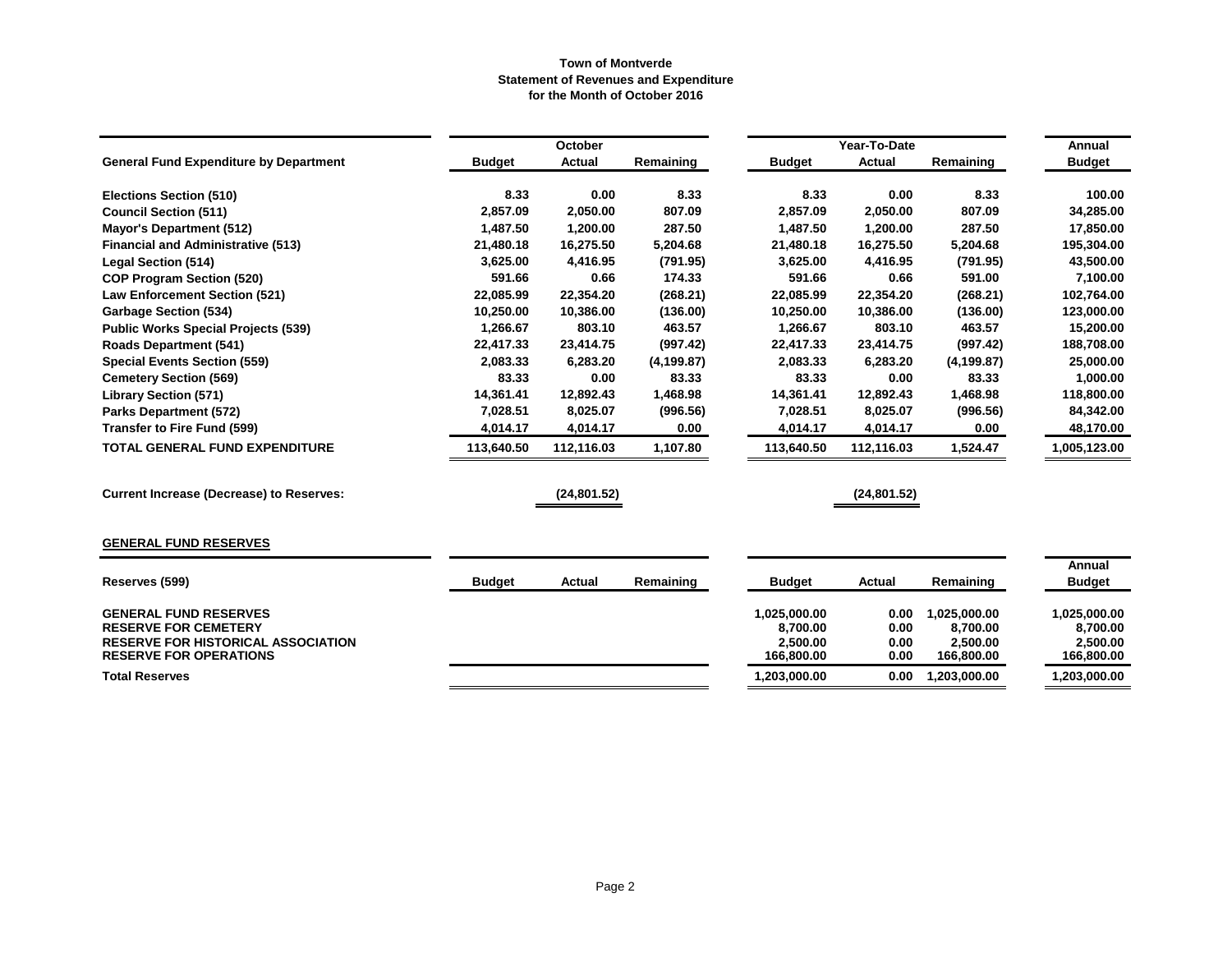**Town of Montverde**
**Statement of Revenues and Expenditure**
**for the Month of October 2016**

| General Fund Expenditure by Department | October Budget | October Actual | October Remaining | Year-To-Date Budget | Year-To-Date Actual | Year-To-Date Remaining | Annual Budget |
|---|---|---|---|---|---|---|---|
| Elections Section (510) | 8.33 | 0.00 | 8.33 | 8.33 | 0.00 | 8.33 | 100.00 |
| Council Section (511) | 2,857.09 | 2,050.00 | 807.09 | 2,857.09 | 2,050.00 | 807.09 | 34,285.00 |
| Mayor's Department (512) | 1,487.50 | 1,200.00 | 287.50 | 1,487.50 | 1,200.00 | 287.50 | 17,850.00 |
| Financial and Administrative (513) | 21,480.18 | 16,275.50 | 5,204.68 | 21,480.18 | 16,275.50 | 5,204.68 | 195,304.00 |
| Legal Section (514) | 3,625.00 | 4,416.95 | (791.95) | 3,625.00 | 4,416.95 | (791.95) | 43,500.00 |
| COP Program Section (520) | 591.66 | 0.66 | 174.33 | 591.66 | 0.66 | 591.00 | 7,100.00 |
| Law Enforcement Section (521) | 22,085.99 | 22,354.20 | (268.21) | 22,085.99 | 22,354.20 | (268.21) | 102,764.00 |
| Garbage Section (534) | 10,250.00 | 10,386.00 | (136.00) | 10,250.00 | 10,386.00 | (136.00) | 123,000.00 |
| Public Works Special Projects (539) | 1,266.67 | 803.10 | 463.57 | 1,266.67 | 803.10 | 463.57 | 15,200.00 |
| Roads Department (541) | 22,417.33 | 23,414.75 | (997.42) | 22,417.33 | 23,414.75 | (997.42) | 188,708.00 |
| Special Events Section (559) | 2,083.33 | 6,283.20 | (4,199.87) | 2,083.33 | 6,283.20 | (4,199.87) | 25,000.00 |
| Cemetery Section (569) | 83.33 | 0.00 | 83.33 | 83.33 | 0.00 | 83.33 | 1,000.00 |
| Library Section (571) | 14,361.41 | 12,892.43 | 1,468.98 | 14,361.41 | 12,892.43 | 1,468.98 | 118,800.00 |
| Parks Department (572) | 7,028.51 | 8,025.07 | (996.56) | 7,028.51 | 8,025.07 | (996.56) | 84,342.00 |
| Transfer to Fire Fund (599) | 4,014.17 | 4,014.17 | 0.00 | 4,014.17 | 4,014.17 | 0.00 | 48,170.00 |
| **TOTAL GENERAL FUND EXPENDITURE** | **113,640.50** | **112,116.03** | **1,107.80** | **113,640.50** | **112,116.03** | **1,524.47** | **1,005,123.00** |
| | | | | | | | |
| **Current Increase (Decrease) to Reserves:** | | (24,801.52) | | | (24,801.52) | | |

**GENERAL FUND RESERVES**

| Reserves (599) | Budget | Actual | Remaining | Budget | Actual | Remaining | Annual Budget |
|---|---|---|---|---|---|---|---|
| GENERAL FUND RESERVES | | | | 1,025,000.00 | 0.00 | 1,025,000.00 | 1,025,000.00 |
| RESERVE FOR CEMETERY | | | | 8,700.00 | 0.00 | 8,700.00 | 8,700.00 |
| RESERVE FOR HISTORICAL ASSOCIATION | | | | 2,500.00 | 0.00 | 2,500.00 | 2,500.00 |
| RESERVE FOR OPERATIONS | | | | 166,800.00 | 0.00 | 166,800.00 | 166,800.00 |
| **Total Reserves** | | | | **1,203,000.00** | **0.00** | **1,203,000.00** | **1,203,000.00** |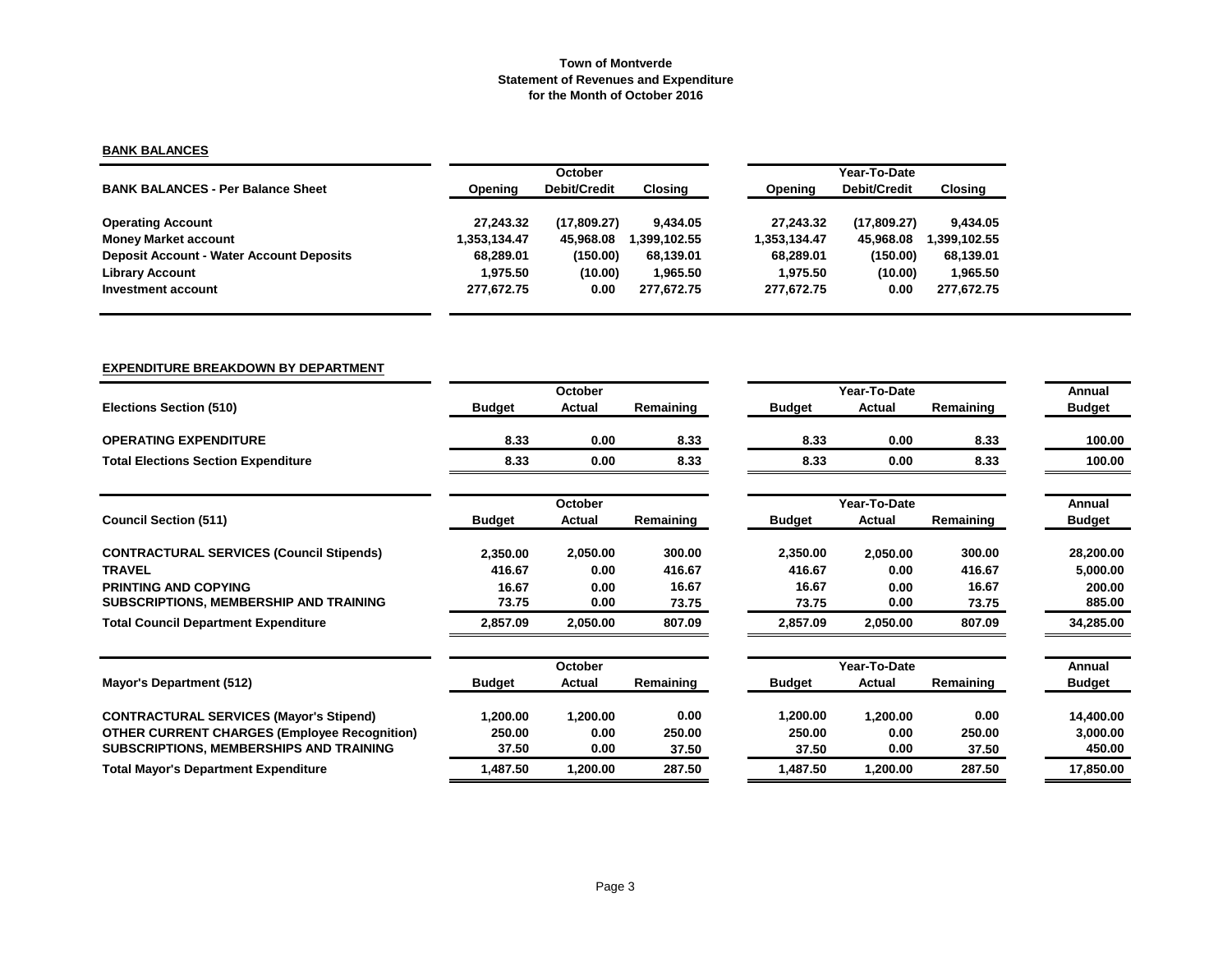**Town of Montverde**
**Statement of Revenues and Expenditure**
**for the Month of October 2016**

## BANK BALANCES

| BANK BALANCES - Per Balance Sheet | October | | | Year-To-Date | | |
|---|---|---|---|---|---|---|
| | Opening | Debit/Credit | Closing | Opening | Debit/Credit | Closing |
| Operating Account | 27,243.32 | (17,809.27) | 9,434.05 | 27,243.32 | (17,809.27) | 9,434.05 |
| Money Market account | 1,353,134.47 | 45,968.08 | 1,399,102.55 | 1,353,134.47 | 45,968.08 | 1,399,102.55 |
| Deposit Account - Water Account Deposits | 68,289.01 | (150.00) | 68,139.01 | 68,289.01 | (150.00) | 68,139.01 |
| Library Account | 1,975.50 | (10.00) | 1,965.50 | 1,975.50 | (10.00) | 1,965.50 |
| Investment account | 277,672.75 | 0.00 | 277,672.75 | 277,672.75 | 0.00 | 277,672.75 |

## EXPENDITURE BREAKDOWN BY DEPARTMENT

| Elections Section (510) | October | | | Year-To-Date | | | Annual |
|---|---|---|---|---|---|---|---|
| | Budget | Actual | Remaining | Budget | Actual | Remaining | Budget |
| OPERATING EXPENDITURE | 8.33 | 0.00 | 8.33 | 8.33 | 0.00 | 8.33 | 100.00 |
| Total Elections Section Expenditure | 8.33 | 0.00 | 8.33 | 8.33 | 0.00 | 8.33 | 100.00 |

| Council Section (511) | October | | | Year-To-Date | | | Annual |
|---|---|---|---|---|---|---|---|
| | Budget | Actual | Remaining | Budget | Actual | Remaining | Budget |
| CONTRACTURAL SERVICES (Council Stipends) | 2,350.00 | 2,050.00 | 300.00 | 2,350.00 | 2,050.00 | 300.00 | 28,200.00 |
| TRAVEL | 416.67 | 0.00 | 416.67 | 416.67 | 0.00 | 416.67 | 5,000.00 |
| PRINTING AND COPYING | 16.67 | 0.00 | 16.67 | 16.67 | 0.00 | 16.67 | 200.00 |
| SUBSCRIPTIONS, MEMBERSHIP AND TRAINING | 73.75 | 0.00 | 73.75 | 73.75 | 0.00 | 73.75 | 885.00 |
| Total Council Department Expenditure | 2,857.09 | 2,050.00 | 807.09 | 2,857.09 | 2,050.00 | 807.09 | 34,285.00 |

| Mayor's Department (512) | October | | | Year-To-Date | | | Annual |
|---|---|---|---|---|---|---|---|
| | Budget | Actual | Remaining | Budget | Actual | Remaining | Budget |
| CONTRACTURAL SERVICES (Mayor's Stipend) | 1,200.00 | 1,200.00 | 0.00 | 1,200.00 | 1,200.00 | 0.00 | 14,400.00 |
| OTHER CURRENT CHARGES (Employee Recognition) | 250.00 | 0.00 | 250.00 | 250.00 | 0.00 | 250.00 | 3,000.00 |
| SUBSCRIPTIONS, MEMBERSHIPS AND TRAINING | 37.50 | 0.00 | 37.50 | 37.50 | 0.00 | 37.50 | 450.00 |
| Total Mayor's Department Expenditure | 1,487.50 | 1,200.00 | 287.50 | 1,487.50 | 1,200.00 | 287.50 | 17,850.00 |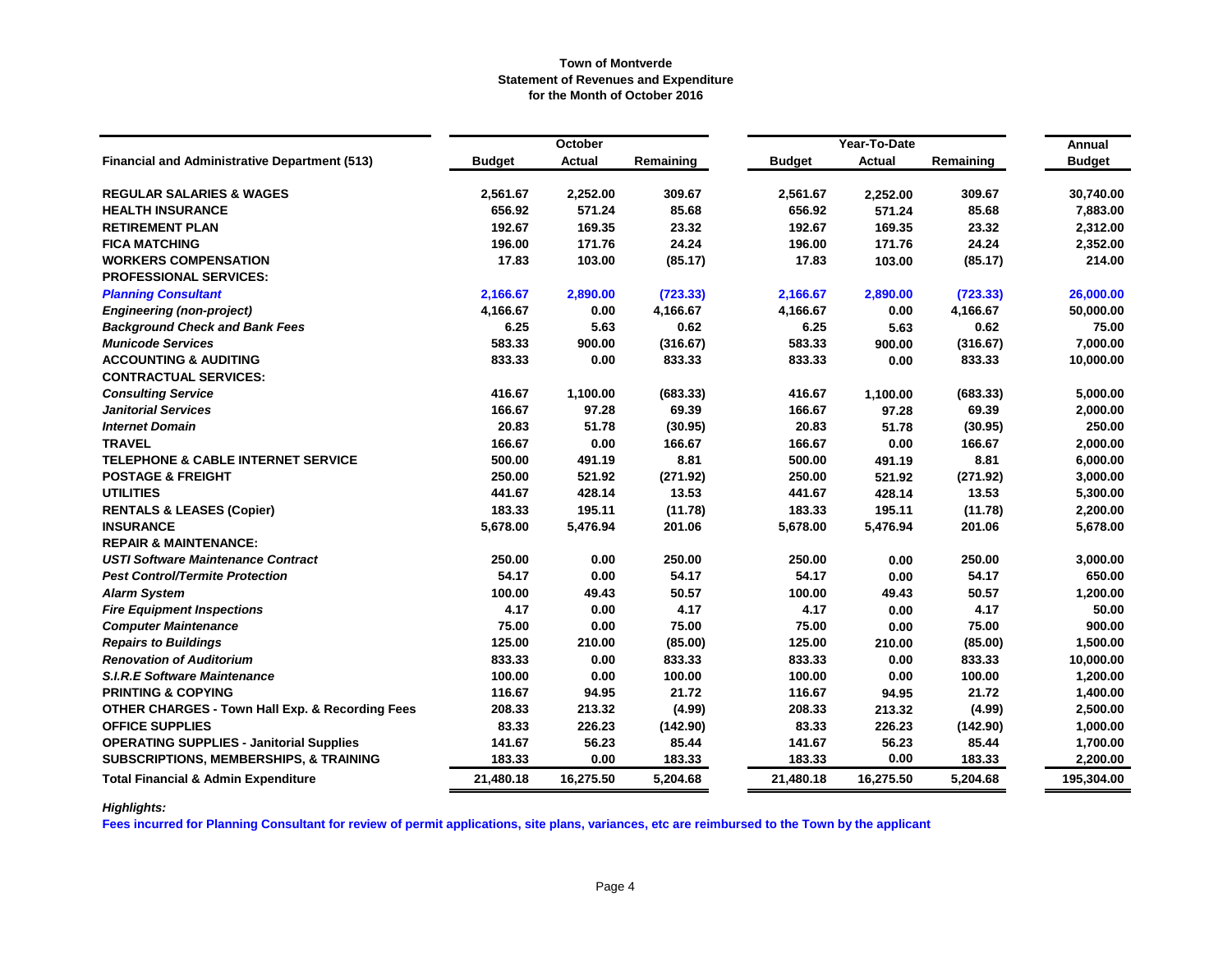**Town of Montverde**
**Statement of Revenues and Expenditure**
**for the Month of October 2016**

| | October | | | Year-To-Date | | | Annual |
|---|---|---|---|---|---|---|---|
| **Financial and Administrative Department (513)** | **Budget** | **Actual** | **Remaining** | **Budget** | **Actual** | **Remaining** | **Budget** |
| **REGULAR SALARIES & WAGES** | 2,561.67 | 2,252.00 | 309.67 | 2,561.67 | 2,252.00 | 309.67 | 30,740.00 |
| **HEALTH INSURANCE** | 656.92 | 571.24 | 85.68 | 656.92 | 571.24 | 85.68 | 7,883.00 |
| **RETIREMENT PLAN** | 192.67 | 169.35 | 23.32 | 192.67 | 169.35 | 23.32 | 2,312.00 |
| **FICA MATCHING** | 196.00 | 171.76 | 24.24 | 196.00 | 171.76 | 24.24 | 2,352.00 |
| **WORKERS COMPENSATION** | 17.83 | 103.00 | (85.17) | 17.83 | 103.00 | (85.17) | 214.00 |
| **PROFESSIONAL SERVICES:** | | | | | | | |
| ***Planning Consultant*** | 2,166.67 | 2,890.00 | (723.33) | 2,166.67 | 2,890.00 | (723.33) | 26,000.00 |
| ***Engineering (non-project)*** | 4,166.67 | 0.00 | 4,166.67 | 4,166.67 | 0.00 | 4,166.67 | 50,000.00 |
| ***Background Check and Bank Fees*** | 6.25 | 5.63 | 0.62 | 6.25 | 5.63 | 0.62 | 75.00 |
| ***Municode Services*** | 583.33 | 900.00 | (316.67) | 583.33 | 900.00 | (316.67) | 7,000.00 |
| **ACCOUNTING & AUDITING** | 833.33 | 0.00 | 833.33 | 833.33 | 0.00 | 833.33 | 10,000.00 |
| **CONTRACTUAL SERVICES:** | | | | | | | |
| ***Consulting Service*** | 416.67 | 1,100.00 | (683.33) | 416.67 | 1,100.00 | (683.33) | 5,000.00 |
| ***Janitorial Services*** | 166.67 | 97.28 | 69.39 | 166.67 | 97.28 | 69.39 | 2,000.00 |
| ***Internet Domain*** | 20.83 | 51.78 | (30.95) | 20.83 | 51.78 | (30.95) | 250.00 |
| **TRAVEL** | 166.67 | 0.00 | 166.67 | 166.67 | 0.00 | 166.67 | 2,000.00 |
| **TELEPHONE & CABLE INTERNET SERVICE** | 500.00 | 491.19 | 8.81 | 500.00 | 491.19 | 8.81 | 6,000.00 |
| **POSTAGE & FREIGHT** | 250.00 | 521.92 | (271.92) | 250.00 | 521.92 | (271.92) | 3,000.00 |
| **UTILITIES** | 441.67 | 428.14 | 13.53 | 441.67 | 428.14 | 13.53 | 5,300.00 |
| **RENTALS & LEASES (Copier)** | 183.33 | 195.11 | (11.78) | 183.33 | 195.11 | (11.78) | 2,200.00 |
| **INSURANCE** | 5,678.00 | 5,476.94 | 201.06 | 5,678.00 | 5,476.94 | 201.06 | 5,678.00 |
| **REPAIR & MAINTENANCE:** | | | | | | | |
| ***USTI Software Maintenance Contract*** | 250.00 | 0.00 | 250.00 | 250.00 | 0.00 | 250.00 | 3,000.00 |
| ***Pest Control/Termite Protection*** | 54.17 | 0.00 | 54.17 | 54.17 | 0.00 | 54.17 | 650.00 |
| ***Alarm System*** | 100.00 | 49.43 | 50.57 | 100.00 | 49.43 | 50.57 | 1,200.00 |
| ***Fire Equipment Inspections*** | 4.17 | 0.00 | 4.17 | 4.17 | 0.00 | 4.17 | 50.00 |
| ***Computer Maintenance*** | 75.00 | 0.00 | 75.00 | 75.00 | 0.00 | 75.00 | 900.00 |
| ***Repairs to Buildings*** | 125.00 | 210.00 | (85.00) | 125.00 | 210.00 | (85.00) | 1,500.00 |
| ***Renovation of Auditorium*** | 833.33 | 0.00 | 833.33 | 833.33 | 0.00 | 833.33 | 10,000.00 |
| ***S.I.R.E Software Maintenance*** | 100.00 | 0.00 | 100.00 | 100.00 | 0.00 | 100.00 | 1,200.00 |
| **PRINTING & COPYING** | 116.67 | 94.95 | 21.72 | 116.67 | 94.95 | 21.72 | 1,400.00 |
| **OTHER CHARGES - Town Hall Exp. & Recording Fees** | 208.33 | 213.32 | (4.99) | 208.33 | 213.32 | (4.99) | 2,500.00 |
| **OFFICE SUPPLIES** | 83.33 | 226.23 | (142.90) | 83.33 | 226.23 | (142.90) | 1,000.00 |
| **OPERATING SUPPLIES - Janitorial Supplies** | 141.67 | 56.23 | 85.44 | 141.67 | 56.23 | 85.44 | 1,700.00 |
| **SUBSCRIPTIONS, MEMBERSHIPS, & TRAINING** | 183.33 | 0.00 | 183.33 | 183.33 | 0.00 | 183.33 | 2,200.00 |
| **Total Financial & Admin Expenditure** | 21,480.18 | 16,275.50 | 5,204.68 | 21,480.18 | 16,275.50 | 5,204.68 | 195,304.00 |

*Highlights:*

**Fees incurred for Planning Consultant for review of permit applications, site plans, variances, etc are reimbursed to the Town by the applicant**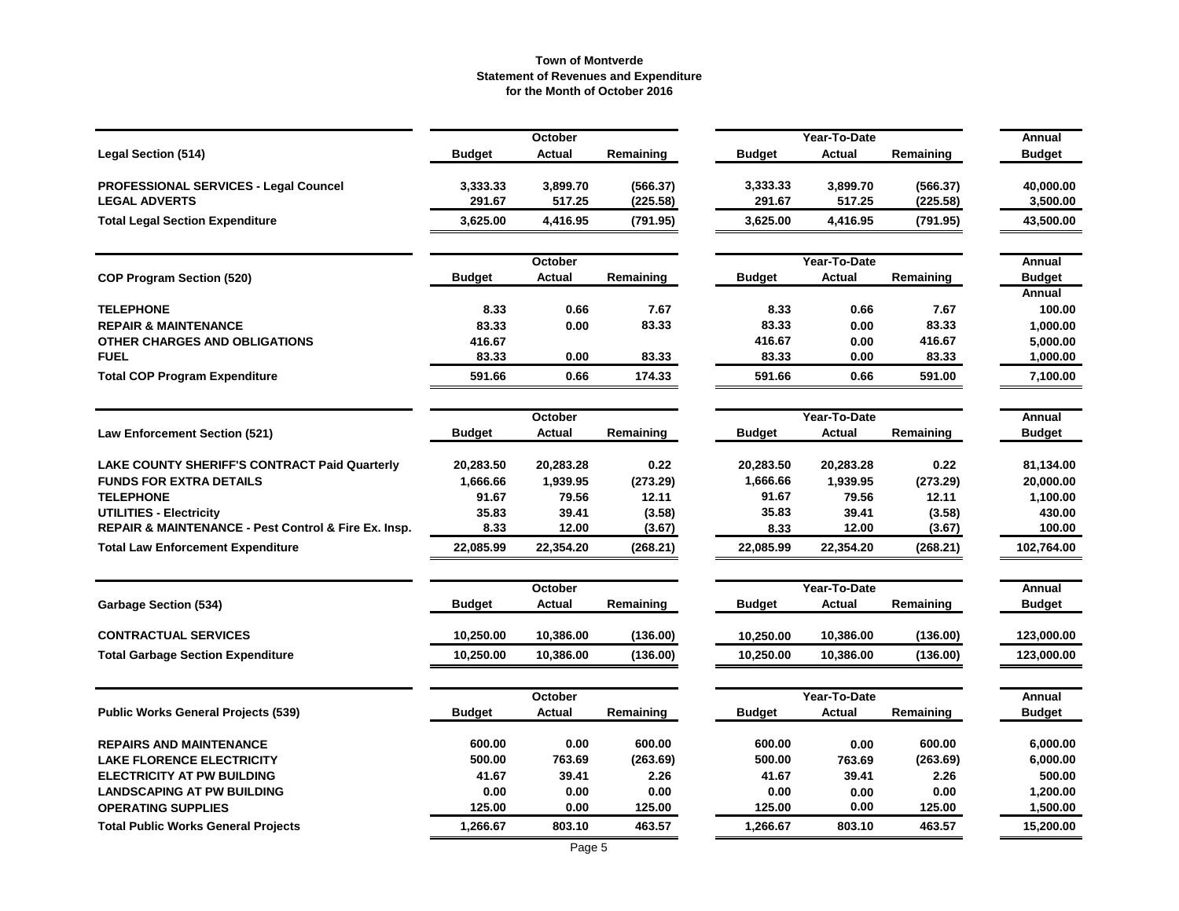# Town of Montverde
## Statement of Revenues and Expenditure
### for the Month of October 2016

| Legal Section (514) | October Budget | October Actual | October Remaining | Year-To-Date Budget | Year-To-Date Actual | Year-To-Date Remaining | Annual Budget |
|---|---|---|---|---|---|---|---|
| PROFESSIONAL SERVICES - Legal Councel | 3,333.33 | 3,899.70 | (566.37) | 3,333.33 | 3,899.70 | (566.37) | 40,000.00 |
| LEGAL ADVERTS | 291.67 | 517.25 | (225.58) | 291.67 | 517.25 | (225.58) | 3,500.00 |
| **Total Legal Section Expenditure** | 3,625.00 | 4,416.95 | (791.95) | 3,625.00 | 4,416.95 | (791.95) | 43,500.00 |

| COP Program Section (520) | October Budget | October Actual | October Remaining | Year-To-Date Budget | Year-To-Date Actual | Year-To-Date Remaining | Annual Budget |
|---|---|---|---|---|---|---|---|
| | | | | | | | Annual |
| TELEPHONE | 8.33 | 0.66 | 7.67 | 8.33 | 0.66 | 7.67 | 100.00 |
| REPAIR & MAINTENANCE | 83.33 | 0.00 | 83.33 | 83.33 | 0.00 | 83.33 | 1,000.00 |
| OTHER CHARGES AND OBLIGATIONS | 416.67 | | | 416.67 | 0.00 | 416.67 | 5,000.00 |
| FUEL | 83.33 | 0.00 | 83.33 | 83.33 | 0.00 | 83.33 | 1,000.00 |
| **Total COP Program Expenditure** | 591.66 | 0.66 | 174.33 | 591.66 | 0.66 | 591.00 | 7,100.00 |

| Law Enforcement Section (521) | October Budget | October Actual | October Remaining | Year-To-Date Budget | Year-To-Date Actual | Year-To-Date Remaining | Annual Budget |
|---|---|---|---|---|---|---|---|
| LAKE COUNTY SHERIFF'S CONTRACT Paid Quarterly | 20,283.50 | 20,283.28 | 0.22 | 20,283.50 | 20,283.28 | 0.22 | 81,134.00 |
| FUNDS FOR EXTRA DETAILS | 1,666.66 | 1,939.95 | (273.29) | 1,666.66 | 1,939.95 | (273.29) | 20,000.00 |
| TELEPHONE | 91.67 | 79.56 | 12.11 | 91.67 | 79.56 | 12.11 | 1,100.00 |
| UTILITIES - Electricity | 35.83 | 39.41 | (3.58) | 35.83 | 39.41 | (3.58) | 430.00 |
| REPAIR & MAINTENANCE - Pest Control & Fire Ex. Insp. | 8.33 | 12.00 | (3.67) | 8.33 | 12.00 | (3.67) | 100.00 |
| **Total Law Enforcement Expenditure** | 22,085.99 | 22,354.20 | (268.21) | 22,085.99 | 22,354.20 | (268.21) | 102,764.00 |

| Garbage Section (534) | October Budget | October Actual | October Remaining | Year-To-Date Budget | Year-To-Date Actual | Year-To-Date Remaining | Annual Budget |
|---|---|---|---|---|---|---|---|
| CONTRACTUAL SERVICES | 10,250.00 | 10,386.00 | (136.00) | 10,250.00 | 10,386.00 | (136.00) | 123,000.00 |
| **Total Garbage Section Expenditure** | 10,250.00 | 10,386.00 | (136.00) | 10,250.00 | 10,386.00 | (136.00) | 123,000.00 |

| Public Works General Projects (539) | October Budget | October Actual | October Remaining | Year-To-Date Budget | Year-To-Date Actual | Year-To-Date Remaining | Annual Budget |
|---|---|---|---|---|---|---|---|
| REPAIRS AND MAINTENANCE | 600.00 | 0.00 | 600.00 | 600.00 | 0.00 | 600.00 | 6,000.00 |
| LAKE FLORENCE ELECTRICITY | 500.00 | 763.69 | (263.69) | 500.00 | 763.69 | (263.69) | 6,000.00 |
| ELECTRICITY AT PW BUILDING | 41.67 | 39.41 | 2.26 | 41.67 | 39.41 | 2.26 | 500.00 |
| LANDSCAPING AT PW BUILDING | 0.00 | 0.00 | 0.00 | 0.00 | 0.00 | 0.00 | 1,200.00 |
| OPERATING SUPPLIES | 125.00 | 0.00 | 125.00 | 125.00 | 0.00 | 125.00 | 1,500.00 |
| **Total Public Works General Projects** | 1,266.67 | 803.10 | 463.57 | 1,266.67 | 803.10 | 463.57 | 15,200.00 |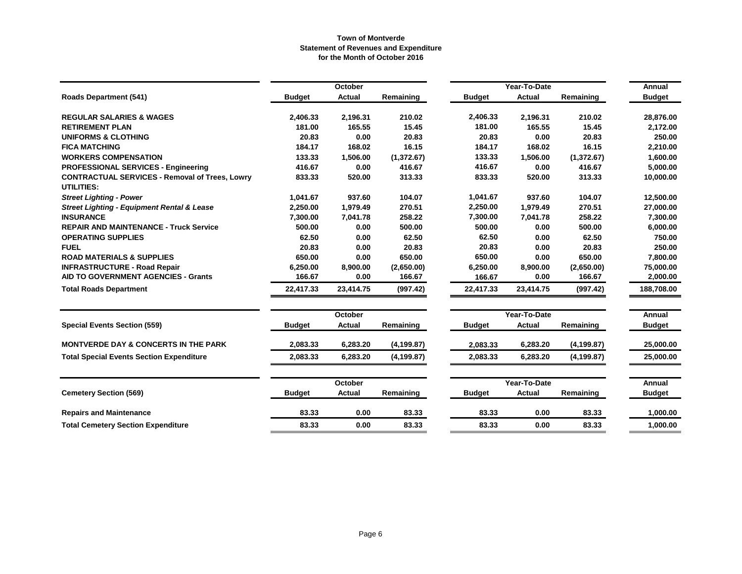**Town of Montverde**
**Statement of Revenues and Expenditure**
**for the Month of October 2016**

| | October | | | Year-To-Date | | | Annual |
|---|---|---|---|---|---|---|---|
| **Roads Department (541)** | **Budget** | **Actual** | **Remaining** | **Budget** | **Actual** | **Remaining** | **Budget** |
| **REGULAR SALARIES & WAGES** | 2,406.33 | 2,196.31 | 210.02 | 2,406.33 | 2,196.31 | 210.02 | 28,876.00 |
| **RETIREMENT PLAN** | 181.00 | 165.55 | 15.45 | 181.00 | 165.55 | 15.45 | 2,172.00 |
| **UNIFORMS & CLOTHING** | 20.83 | 0.00 | 20.83 | 20.83 | 0.00 | 20.83 | 250.00 |
| **FICA MATCHING** | 184.17 | 168.02 | 16.15 | 184.17 | 168.02 | 16.15 | 2,210.00 |
| **WORKERS COMPENSATION** | 133.33 | 1,506.00 | (1,372.67) | 133.33 | 1,506.00 | (1,372.67) | 1,600.00 |
| **PROFESSIONAL SERVICES - Engineering** | 416.67 | 0.00 | 416.67 | 416.67 | 0.00 | 416.67 | 5,000.00 |
| **CONTRACTUAL SERVICES - Removal of Trees, Lowry** | 833.33 | 520.00 | 313.33 | 833.33 | 520.00 | 313.33 | 10,000.00 |
| **UTILITIES:** | | | | | | | |
| ***Street Lighting - Power*** | 1,041.67 | 937.60 | 104.07 | 1,041.67 | 937.60 | 104.07 | 12,500.00 |
| ***Street Lighting - Equipment Rental & Lease*** | 2,250.00 | 1,979.49 | 270.51 | 2,250.00 | 1,979.49 | 270.51 | 27,000.00 |
| **INSURANCE** | 7,300.00 | 7,041.78 | 258.22 | 7,300.00 | 7,041.78 | 258.22 | 7,300.00 |
| **REPAIR AND MAINTENANCE - Truck Service** | 500.00 | 0.00 | 500.00 | 500.00 | 0.00 | 500.00 | 6,000.00 |
| **OPERATING SUPPLIES** | 62.50 | 0.00 | 62.50 | 62.50 | 0.00 | 62.50 | 750.00 |
| **FUEL** | 20.83 | 0.00 | 20.83 | 20.83 | 0.00 | 20.83 | 250.00 |
| **ROAD MATERIALS & SUPPLIES** | 650.00 | 0.00 | 650.00 | 650.00 | 0.00 | 650.00 | 7,800.00 |
| **INFRASTRUCTURE - Road Repair** | 6,250.00 | 8,900.00 | (2,650.00) | 6,250.00 | 8,900.00 | (2,650.00) | 75,000.00 |
| **AID TO GOVERNMENT AGENCIES - Grants** | 166.67 | 0.00 | 166.67 | 166.67 | 0.00 | 166.67 | 2,000.00 |
| **Total Roads Department** | 22,417.33 | 23,414.75 | (997.42) | 22,417.33 | 23,414.75 | (997.42) | 188,708.00 |

| | October | | | Year-To-Date | | | Annual |
|---|---|---|---|---|---|---|---|
| **Special Events Section (559)** | **Budget** | **Actual** | **Remaining** | **Budget** | **Actual** | **Remaining** | **Budget** |
| **MONTVERDE DAY & CONCERTS IN THE PARK** | 2,083.33 | 6,283.20 | (4,199.87) | 2,083.33 | 6,283.20 | (4,199.87) | 25,000.00 |
| **Total Special Events Section Expenditure** | 2,083.33 | 6,283.20 | (4,199.87) | 2,083.33 | 6,283.20 | (4,199.87) | 25,000.00 |

| | October | | | Year-To-Date | | | Annual |
|---|---|---|---|---|---|---|---|
| **Cemetery Section (569)** | **Budget** | **Actual** | **Remaining** | **Budget** | **Actual** | **Remaining** | **Budget** |
| **Repairs and Maintenance** | 83.33 | 0.00 | 83.33 | 83.33 | 0.00 | 83.33 | 1,000.00 |
| **Total Cemetery Section Expenditure** | 83.33 | 0.00 | 83.33 | 83.33 | 0.00 | 83.33 | 1,000.00 |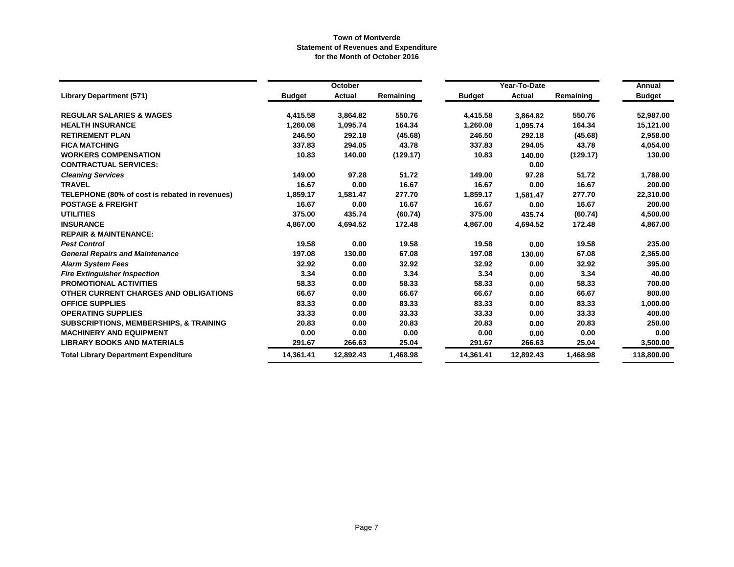**Town of Montverde**
**Statement of Revenues and Expenditure**
**for the Month of October 2016**

| | October | | | Year-To-Date | | | Annual |
|---|---|---|---|---|---|---|---|
| **Library Department (571)** | **Budget** | **Actual** | **Remaining** | **Budget** | **Actual** | **Remaining** | **Budget** |
| **REGULAR SALARIES & WAGES** | 4,415.58 | 3,864.82 | 550.76 | 4,415.58 | 3,864.82 | 550.76 | 52,987.00 |
| **HEALTH INSURANCE** | 1,260.08 | 1,095.74 | 164.34 | 1,260.08 | 1,095.74 | 164.34 | 15,121.00 |
| **RETIREMENT PLAN** | 246.50 | 292.18 | (45.68) | 246.50 | 292.18 | (45.68) | 2,958.00 |
| **FICA MATCHING** | 337.83 | 294.05 | 43.78 | 337.83 | 294.05 | 43.78 | 4,054.00 |
| **WORKERS COMPENSATION** | 10.83 | 140.00 | (129.17) | 10.83 | 140.00 | (129.17) | 130.00 |
| **CONTRACTUAL SERVICES:** | | | | | 0.00 | | |
| ***Cleaning Services*** | 149.00 | 97.28 | 51.72 | 149.00 | 97.28 | 51.72 | 1,788.00 |
| **TRAVEL** | 16.67 | 0.00 | 16.67 | 16.67 | 0.00 | 16.67 | 200.00 |
| **TELEPHONE (80% of cost is rebated in revenues)** | 1,859.17 | 1,581.47 | 277.70 | 1,859.17 | 1,581.47 | 277.70 | 22,310.00 |
| **POSTAGE & FREIGHT** | 16.67 | 0.00 | 16.67 | 16.67 | 0.00 | 16.67 | 200.00 |
| **UTILITIES** | 375.00 | 435.74 | (60.74) | 375.00 | 435.74 | (60.74) | 4,500.00 |
| **INSURANCE** | 4,867.00 | 4,694.52 | 172.48 | 4,867.00 | 4,694.52 | 172.48 | 4,867.00 |
| **REPAIR & MAINTENANCE:** | | | | | | | |
| ***Pest Control*** | 19.58 | 0.00 | 19.58 | 19.58 | 0.00 | 19.58 | 235.00 |
| ***General Repairs and Maintenance*** | 197.08 | 130.00 | 67.08 | 197.08 | 130.00 | 67.08 | 2,365.00 |
| ***Alarm System Fees*** | 32.92 | 0.00 | 32.92 | 32.92 | 0.00 | 32.92 | 395.00 |
| ***Fire Extinguisher Inspection*** | 3.34 | 0.00 | 3.34 | 3.34 | 0.00 | 3.34 | 40.00 |
| **PROMOTIONAL ACTIVITIES** | 58.33 | 0.00 | 58.33 | 58.33 | 0.00 | 58.33 | 700.00 |
| **OTHER CURRENT CHARGES AND OBLIGATIONS** | 66.67 | 0.00 | 66.67 | 66.67 | 0.00 | 66.67 | 800.00 |
| **OFFICE SUPPLIES** | 83.33 | 0.00 | 83.33 | 83.33 | 0.00 | 83.33 | 1,000.00 |
| **OPERATING SUPPLIES** | 33.33 | 0.00 | 33.33 | 33.33 | 0.00 | 33.33 | 400.00 |
| **SUBSCRIPTIONS, MEMBERSHIPS, & TRAINING** | 20.83 | 0.00 | 20.83 | 20.83 | 0.00 | 20.83 | 250.00 |
| **MACHINERY AND EQUIPMENT** | 0.00 | 0.00 | 0.00 | 0.00 | 0.00 | 0.00 | 0.00 |
| **LIBRARY BOOKS AND MATERIALS** | 291.67 | 266.63 | 25.04 | 291.67 | 266.63 | 25.04 | 3,500.00 |
| **Total Library Department Expenditure** | 14,361.41 | 12,892.43 | 1,468.98 | 14,361.41 | 12,892.43 | 1,468.98 | 118,800.00 |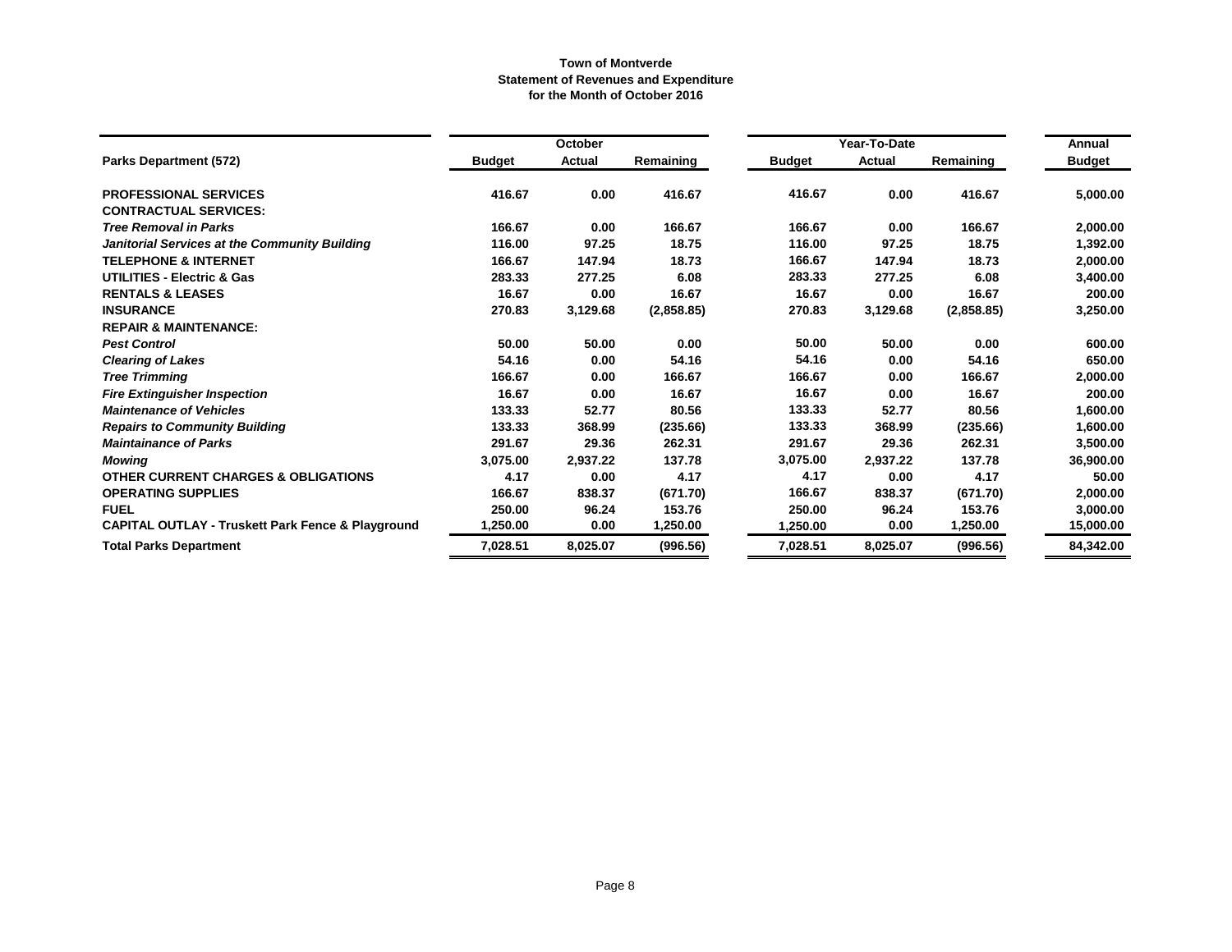**Town of Montverde**
**Statement of Revenues and Expenditure**
**for the Month of October 2016**

| | October | | | Year-To-Date | | | Annual |
|---|---|---|---|---|---|---|---|
| **Parks Department (572)** | **Budget** | **Actual** | **Remaining** | **Budget** | **Actual** | **Remaining** | **Budget** |
| **PROFESSIONAL SERVICES** | 416.67 | 0.00 | 416.67 | 416.67 | 0.00 | 416.67 | 5,000.00 |
| **CONTRACTUAL SERVICES:** | | | | | | | |
| ***Tree Removal in Parks*** | 166.67 | 0.00 | 166.67 | 166.67 | 0.00 | 166.67 | 2,000.00 |
| ***Janitorial Services at the Community Building*** | 116.00 | 97.25 | 18.75 | 116.00 | 97.25 | 18.75 | 1,392.00 |
| **TELEPHONE & INTERNET** | 166.67 | 147.94 | 18.73 | 166.67 | 147.94 | 18.73 | 2,000.00 |
| **UTILITIES - Electric & Gas** | 283.33 | 277.25 | 6.08 | 283.33 | 277.25 | 6.08 | 3,400.00 |
| **RENTALS & LEASES** | 16.67 | 0.00 | 16.67 | 16.67 | 0.00 | 16.67 | 200.00 |
| **INSURANCE** | 270.83 | 3,129.68 | (2,858.85) | 270.83 | 3,129.68 | (2,858.85) | 3,250.00 |
| **REPAIR & MAINTENANCE:** | | | | | | | |
| ***Pest Control*** | 50.00 | 50.00 | 0.00 | 50.00 | 50.00 | 0.00 | 600.00 |
| ***Clearing of Lakes*** | 54.16 | 0.00 | 54.16 | 54.16 | 0.00 | 54.16 | 650.00 |
| ***Tree Trimming*** | 166.67 | 0.00 | 166.67 | 166.67 | 0.00 | 166.67 | 2,000.00 |
| ***Fire Extinguisher Inspection*** | 16.67 | 0.00 | 16.67 | 16.67 | 0.00 | 16.67 | 200.00 |
| ***Maintenance of Vehicles*** | 133.33 | 52.77 | 80.56 | 133.33 | 52.77 | 80.56 | 1,600.00 |
| ***Repairs to Community Building*** | 133.33 | 368.99 | (235.66) | 133.33 | 368.99 | (235.66) | 1,600.00 |
| ***Maintainance of Parks*** | 291.67 | 29.36 | 262.31 | 291.67 | 29.36 | 262.31 | 3,500.00 |
| ***Mowing*** | 3,075.00 | 2,937.22 | 137.78 | 3,075.00 | 2,937.22 | 137.78 | 36,900.00 |
| **OTHER CURRENT CHARGES & OBLIGATIONS** | 4.17 | 0.00 | 4.17 | 4.17 | 0.00 | 4.17 | 50.00 |
| **OPERATING SUPPLIES** | 166.67 | 838.37 | (671.70) | 166.67 | 838.37 | (671.70) | 2,000.00 |
| **FUEL** | 250.00 | 96.24 | 153.76 | 250.00 | 96.24 | 153.76 | 3,000.00 |
| **CAPITAL OUTLAY - Truskett Park Fence & Playground** | 1,250.00 | 0.00 | 1,250.00 | 1,250.00 | 0.00 | 1,250.00 | 15,000.00 |
| **Total Parks Department** | 7,028.51 | 8,025.07 | (996.56) | 7,028.51 | 8,025.07 | (996.56) | 84,342.00 |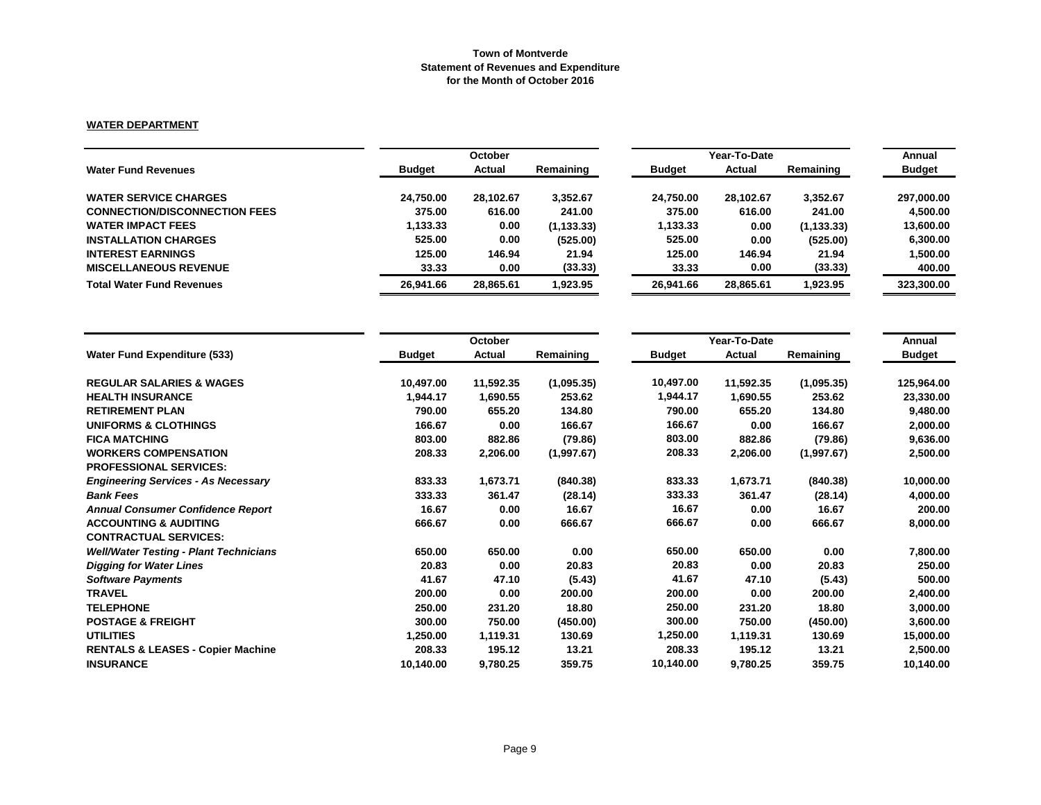**Town of Montverde**
**Statement of Revenues and Expenditure**
**for the Month of October 2016**

**WATER DEPARTMENT**

| | October | | | Year-To-Date | | | Annual |
|---|---|---|---|---|---|---|---|
| **Water Fund Revenues** | **Budget** | **Actual** | **Remaining** | **Budget** | **Actual** | **Remaining** | **Budget** |
| **WATER SERVICE CHARGES** | 24,750.00 | 28,102.67 | 3,352.67 | 24,750.00 | 28,102.67 | 3,352.67 | 297,000.00 |
| **CONNECTION/DISCONNECTION FEES** | 375.00 | 616.00 | 241.00 | 375.00 | 616.00 | 241.00 | 4,500.00 |
| **WATER IMPACT FEES** | 1,133.33 | 0.00 | (1,133.33) | 1,133.33 | 0.00 | (1,133.33) | 13,600.00 |
| **INSTALLATION CHARGES** | 525.00 | 0.00 | (525.00) | 525.00 | 0.00 | (525.00) | 6,300.00 |
| **INTEREST EARNINGS** | 125.00 | 146.94 | 21.94 | 125.00 | 146.94 | 21.94 | 1,500.00 |
| **MISCELLANEOUS REVENUE** | 33.33 | 0.00 | (33.33) | 33.33 | 0.00 | (33.33) | 400.00 |
| **Total Water Fund Revenues** | 26,941.66 | 28,865.61 | 1,923.95 | 26,941.66 | 28,865.61 | 1,923.95 | 323,300.00 |

| | October | | | Year-To-Date | | | Annual |
|---|---|---|---|---|---|---|---|
| **Water Fund Expenditure (533)** | **Budget** | **Actual** | **Remaining** | **Budget** | **Actual** | **Remaining** | **Budget** |
| **REGULAR SALARIES & WAGES** | 10,497.00 | 11,592.35 | (1,095.35) | 10,497.00 | 11,592.35 | (1,095.35) | 125,964.00 |
| **HEALTH INSURANCE** | 1,944.17 | 1,690.55 | 253.62 | 1,944.17 | 1,690.55 | 253.62 | 23,330.00 |
| **RETIREMENT PLAN** | 790.00 | 655.20 | 134.80 | 790.00 | 655.20 | 134.80 | 9,480.00 |
| **UNIFORMS & CLOTHINGS** | 166.67 | 0.00 | 166.67 | 166.67 | 0.00 | 166.67 | 2,000.00 |
| **FICA MATCHING** | 803.00 | 882.86 | (79.86) | 803.00 | 882.86 | (79.86) | 9,636.00 |
| **WORKERS COMPENSATION** | 208.33 | 2,206.00 | (1,997.67) | 208.33 | 2,206.00 | (1,997.67) | 2,500.00 |
| **PROFESSIONAL SERVICES:** | | | | | | | |
| ***Engineering Services - As Necessary*** | 833.33 | 1,673.71 | (840.38) | 833.33 | 1,673.71 | (840.38) | 10,000.00 |
| ***Bank Fees*** | 333.33 | 361.47 | (28.14) | 333.33 | 361.47 | (28.14) | 4,000.00 |
| ***Annual Consumer Confidence Report*** | 16.67 | 0.00 | 16.67 | 16.67 | 0.00 | 16.67 | 200.00 |
| **ACCOUNTING & AUDITING** | 666.67 | 0.00 | 666.67 | 666.67 | 0.00 | 666.67 | 8,000.00 |
| **CONTRACTUAL SERVICES:** | | | | | | | |
| ***Well/Water Testing - Plant Technicians*** | 650.00 | 650.00 | 0.00 | 650.00 | 650.00 | 0.00 | 7,800.00 |
| ***Digging for Water Lines*** | 20.83 | 0.00 | 20.83 | 20.83 | 0.00 | 20.83 | 250.00 |
| ***Software Payments*** | 41.67 | 47.10 | (5.43) | 41.67 | 47.10 | (5.43) | 500.00 |
| **TRAVEL** | 200.00 | 0.00 | 200.00 | 200.00 | 0.00 | 200.00 | 2,400.00 |
| **TELEPHONE** | 250.00 | 231.20 | 18.80 | 250.00 | 231.20 | 18.80 | 3,000.00 |
| **POSTAGE & FREIGHT** | 300.00 | 750.00 | (450.00) | 300.00 | 750.00 | (450.00) | 3,600.00 |
| **UTILITIES** | 1,250.00 | 1,119.31 | 130.69 | 1,250.00 | 1,119.31 | 130.69 | 15,000.00 |
| **RENTALS & LEASES - Copier Machine** | 208.33 | 195.12 | 13.21 | 208.33 | 195.12 | 13.21 | 2,500.00 |
| **INSURANCE** | 10,140.00 | 9,780.25 | 359.75 | 10,140.00 | 9,780.25 | 359.75 | 10,140.00 |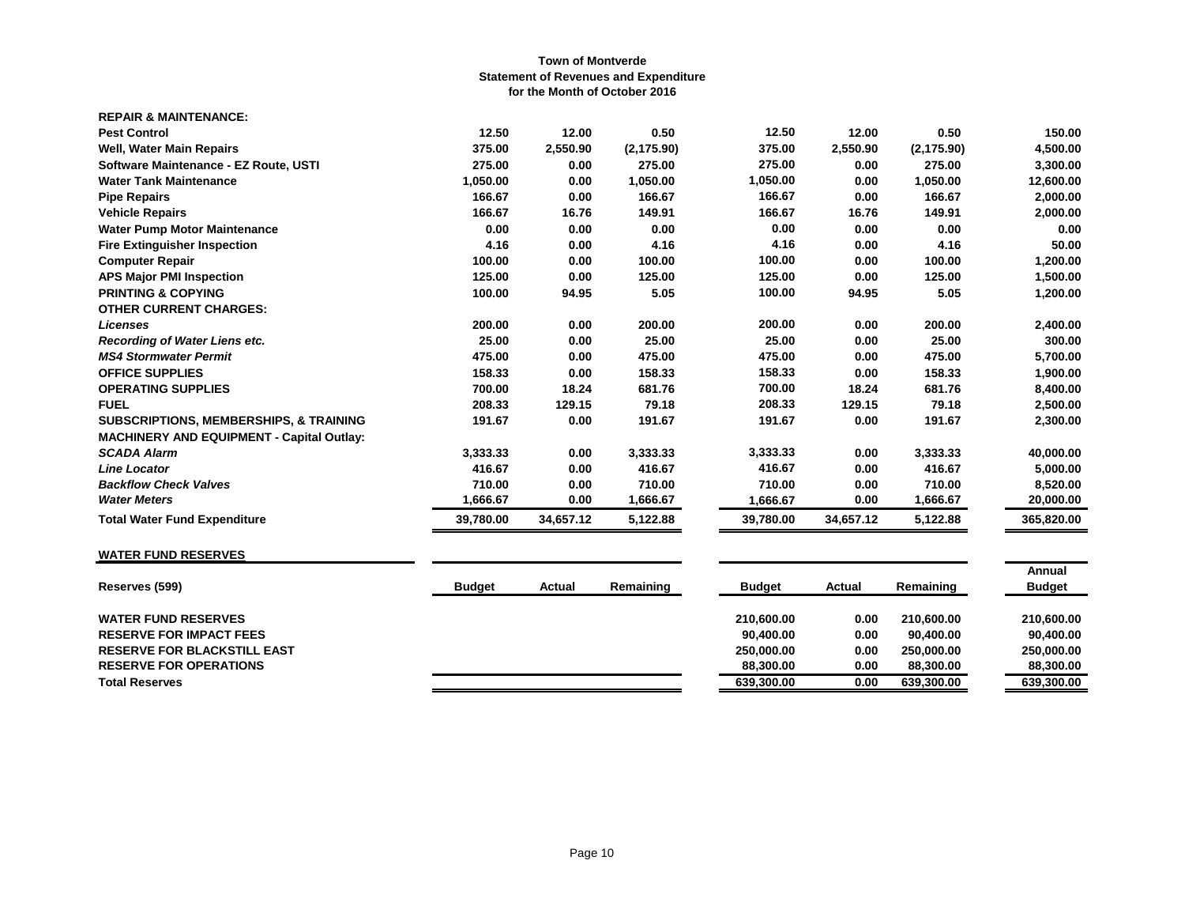**Town of Montverde**
**Statement of Revenues and Expenditure**
**for the Month of October 2016**

| | | | | | | | |
|---|---|---|---|---|---|---|---|
| **REPAIR & MAINTENANCE:** | | | | | | | |
| **Pest Control** | 12.50 | 12.00 | 0.50 | 12.50 | 12.00 | 0.50 | 150.00 |
| **Well, Water Main Repairs** | 375.00 | 2,550.90 | (2,175.90) | 375.00 | 2,550.90 | (2,175.90) | 4,500.00 |
| **Software Maintenance - EZ Route, USTI** | 275.00 | 0.00 | 275.00 | 275.00 | 0.00 | 275.00 | 3,300.00 |
| **Water Tank Maintenance** | 1,050.00 | 0.00 | 1,050.00 | 1,050.00 | 0.00 | 1,050.00 | 12,600.00 |
| **Pipe Repairs** | 166.67 | 0.00 | 166.67 | 166.67 | 0.00 | 166.67 | 2,000.00 |
| **Vehicle Repairs** | 166.67 | 16.76 | 149.91 | 166.67 | 16.76 | 149.91 | 2,000.00 |
| **Water Pump Motor Maintenance** | 0.00 | 0.00 | 0.00 | 0.00 | 0.00 | 0.00 | 0.00 |
| **Fire Extinguisher Inspection** | 4.16 | 0.00 | 4.16 | 4.16 | 0.00 | 4.16 | 50.00 |
| **Computer Repair** | 100.00 | 0.00 | 100.00 | 100.00 | 0.00 | 100.00 | 1,200.00 |
| **APS Major PMI Inspection** | 125.00 | 0.00 | 125.00 | 125.00 | 0.00 | 125.00 | 1,500.00 |
| **PRINTING & COPYING** | 100.00 | 94.95 | 5.05 | 100.00 | 94.95 | 5.05 | 1,200.00 |
| **OTHER CURRENT CHARGES:** | | | | | | | |
| ***Licenses*** | 200.00 | 0.00 | 200.00 | 200.00 | 0.00 | 200.00 | 2,400.00 |
| ***Recording of Water Liens etc.*** | 25.00 | 0.00 | 25.00 | 25.00 | 0.00 | 25.00 | 300.00 |
| ***MS4 Stormwater Permit*** | 475.00 | 0.00 | 475.00 | 475.00 | 0.00 | 475.00 | 5,700.00 |
| **OFFICE SUPPLIES** | 158.33 | 0.00 | 158.33 | 158.33 | 0.00 | 158.33 | 1,900.00 |
| **OPERATING SUPPLIES** | 700.00 | 18.24 | 681.76 | 700.00 | 18.24 | 681.76 | 8,400.00 |
| **FUEL** | 208.33 | 129.15 | 79.18 | 208.33 | 129.15 | 79.18 | 2,500.00 |
| **SUBSCRIPTIONS, MEMBERSHIPS, & TRAINING** | 191.67 | 0.00 | 191.67 | 191.67 | 0.00 | 191.67 | 2,300.00 |
| **MACHINERY AND EQUIPMENT - Capital Outlay:** | | | | | | | |
| ***SCADA Alarm*** | 3,333.33 | 0.00 | 3,333.33 | 3,333.33 | 0.00 | 3,333.33 | 40,000.00 |
| ***Line Locator*** | 416.67 | 0.00 | 416.67 | 416.67 | 0.00 | 416.67 | 5,000.00 |
| ***Backflow Check Valves*** | 710.00 | 0.00 | 710.00 | 710.00 | 0.00 | 710.00 | 8,520.00 |
| ***Water Meters*** | 1,666.67 | 0.00 | 1,666.67 | 1,666.67 | 0.00 | 1,666.67 | 20,000.00 |
| **Total Water Fund Expenditure** | 39,780.00 | 34,657.12 | 5,122.88 | 39,780.00 | 34,657.12 | 5,122.88 | 365,820.00 |

**WATER FUND RESERVES**

| Reserves (599) | Budget | Actual | Remaining | Budget | Actual | Remaining | Annual Budget |
|---|---|---|---|---|---|---|---|
| **WATER FUND RESERVES** | | | | 210,600.00 | 0.00 | 210,600.00 | 210,600.00 |
| **RESERVE FOR IMPACT FEES** | | | | 90,400.00 | 0.00 | 90,400.00 | 90,400.00 |
| **RESERVE FOR BLACKSTILL EAST** | | | | 250,000.00 | 0.00 | 250,000.00 | 250,000.00 |
| **RESERVE FOR OPERATIONS** | | | | 88,300.00 | 0.00 | 88,300.00 | 88,300.00 |
| **Total Reserves** | | | | 639,300.00 | 0.00 | 639,300.00 | 639,300.00 |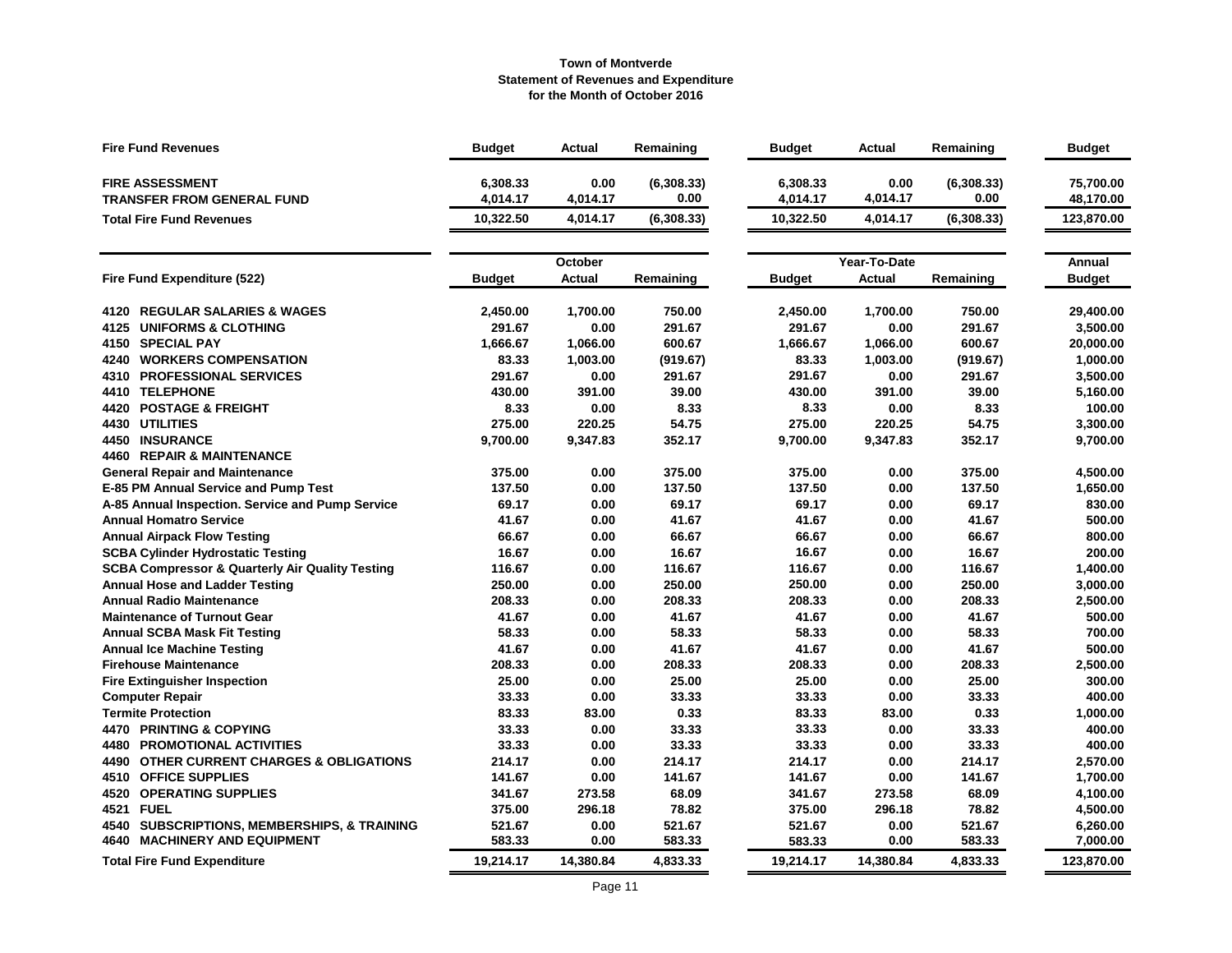**Town of Montverde**
**Statement of Revenues and Expenditure**
**for the Month of October 2016**

| Fire Fund Revenues | Budget | Actual | Remaining | Budget | Actual | Remaining | Budget |
|---|---|---|---|---|---|---|---|
| FIRE ASSESSMENT | 6,308.33 | 0.00 | (6,308.33) | 6,308.33 | 0.00 | (6,308.33) | 75,700.00 |
| TRANSFER FROM GENERAL FUND | 4,014.17 | 4,014.17 | 0.00 | 4,014.17 | 4,014.17 | 0.00 | 48,170.00 |
| Total Fire Fund Revenues | 10,322.50 | 4,014.17 | (6,308.33) | 10,322.50 | 4,014.17 | (6,308.33) | 123,870.00 |

| | October | | | Year-To-Date | | | Annual |
|---|---|---|---|---|---|---|---|
| Fire Fund Expenditure (522) | Budget | Actual | Remaining | Budget | Actual | Remaining | Budget |
| 4120 REGULAR SALARIES & WAGES | 2,450.00 | 1,700.00 | 750.00 | 2,450.00 | 1,700.00 | 750.00 | 29,400.00 |
| 4125 UNIFORMS & CLOTHING | 291.67 | 0.00 | 291.67 | 291.67 | 0.00 | 291.67 | 3,500.00 |
| 4150 SPECIAL PAY | 1,666.67 | 1,066.00 | 600.67 | 1,666.67 | 1,066.00 | 600.67 | 20,000.00 |
| 4240 WORKERS COMPENSATION | 83.33 | 1,003.00 | (919.67) | 83.33 | 1,003.00 | (919.67) | 1,000.00 |
| 4310 PROFESSIONAL SERVICES | 291.67 | 0.00 | 291.67 | 291.67 | 0.00 | 291.67 | 3,500.00 |
| 4410 TELEPHONE | 430.00 | 391.00 | 39.00 | 430.00 | 391.00 | 39.00 | 5,160.00 |
| 4420 POSTAGE & FREIGHT | 8.33 | 0.00 | 8.33 | 8.33 | 0.00 | 8.33 | 100.00 |
| 4430 UTILITIES | 275.00 | 220.25 | 54.75 | 275.00 | 220.25 | 54.75 | 3,300.00 |
| 4450 INSURANCE | 9,700.00 | 9,347.83 | 352.17 | 9,700.00 | 9,347.83 | 352.17 | 9,700.00 |
| 4460 REPAIR & MAINTENANCE | | | | | | | |
| General Repair and Maintenance | 375.00 | 0.00 | 375.00 | 375.00 | 0.00 | 375.00 | 4,500.00 |
| E-85 PM Annual Service and Pump Test | 137.50 | 0.00 | 137.50 | 137.50 | 0.00 | 137.50 | 1,650.00 |
| A-85 Annual Inspection. Service and Pump Service | 69.17 | 0.00 | 69.17 | 69.17 | 0.00 | 69.17 | 830.00 |
| Annual Homatro Service | 41.67 | 0.00 | 41.67 | 41.67 | 0.00 | 41.67 | 500.00 |
| Annual Airpack Flow Testing | 66.67 | 0.00 | 66.67 | 66.67 | 0.00 | 66.67 | 800.00 |
| SCBA Cylinder Hydrostatic Testing | 16.67 | 0.00 | 16.67 | 16.67 | 0.00 | 16.67 | 200.00 |
| SCBA Compressor & Quarterly Air Quality Testing | 116.67 | 0.00 | 116.67 | 116.67 | 0.00 | 116.67 | 1,400.00 |
| Annual Hose and Ladder Testing | 250.00 | 0.00 | 250.00 | 250.00 | 0.00 | 250.00 | 3,000.00 |
| Annual Radio Maintenance | 208.33 | 0.00 | 208.33 | 208.33 | 0.00 | 208.33 | 2,500.00 |
| Maintenance of Turnout Gear | 41.67 | 0.00 | 41.67 | 41.67 | 0.00 | 41.67 | 500.00 |
| Annual SCBA Mask Fit Testing | 58.33 | 0.00 | 58.33 | 58.33 | 0.00 | 58.33 | 700.00 |
| Annual Ice Machine Testing | 41.67 | 0.00 | 41.67 | 41.67 | 0.00 | 41.67 | 500.00 |
| Firehouse Maintenance | 208.33 | 0.00 | 208.33 | 208.33 | 0.00 | 208.33 | 2,500.00 |
| Fire Extinguisher Inspection | 25.00 | 0.00 | 25.00 | 25.00 | 0.00 | 25.00 | 300.00 |
| Computer Repair | 33.33 | 0.00 | 33.33 | 33.33 | 0.00 | 33.33 | 400.00 |
| Termite Protection | 83.33 | 83.00 | 0.33 | 83.33 | 83.00 | 0.33 | 1,000.00 |
| 4470 PRINTING & COPYING | 33.33 | 0.00 | 33.33 | 33.33 | 0.00 | 33.33 | 400.00 |
| 4480 PROMOTIONAL ACTIVITIES | 33.33 | 0.00 | 33.33 | 33.33 | 0.00 | 33.33 | 400.00 |
| 4490 OTHER CURRENT CHARGES & OBLIGATIONS | 214.17 | 0.00 | 214.17 | 214.17 | 0.00 | 214.17 | 2,570.00 |
| 4510 OFFICE SUPPLIES | 141.67 | 0.00 | 141.67 | 141.67 | 0.00 | 141.67 | 1,700.00 |
| 4520 OPERATING SUPPLIES | 341.67 | 273.58 | 68.09 | 341.67 | 273.58 | 68.09 | 4,100.00 |
| 4521 FUEL | 375.00 | 296.18 | 78.82 | 375.00 | 296.18 | 78.82 | 4,500.00 |
| 4540 SUBSCRIPTIONS, MEMBERSHIPS, & TRAINING | 521.67 | 0.00 | 521.67 | 521.67 | 0.00 | 521.67 | 6,260.00 |
| 4640 MACHINERY AND EQUIPMENT | 583.33 | 0.00 | 583.33 | 583.33 | 0.00 | 583.33 | 7,000.00 |
| Total Fire Fund Expenditure | 19,214.17 | 14,380.84 | 4,833.33 | 19,214.17 | 14,380.84 | 4,833.33 | 123,870.00 |